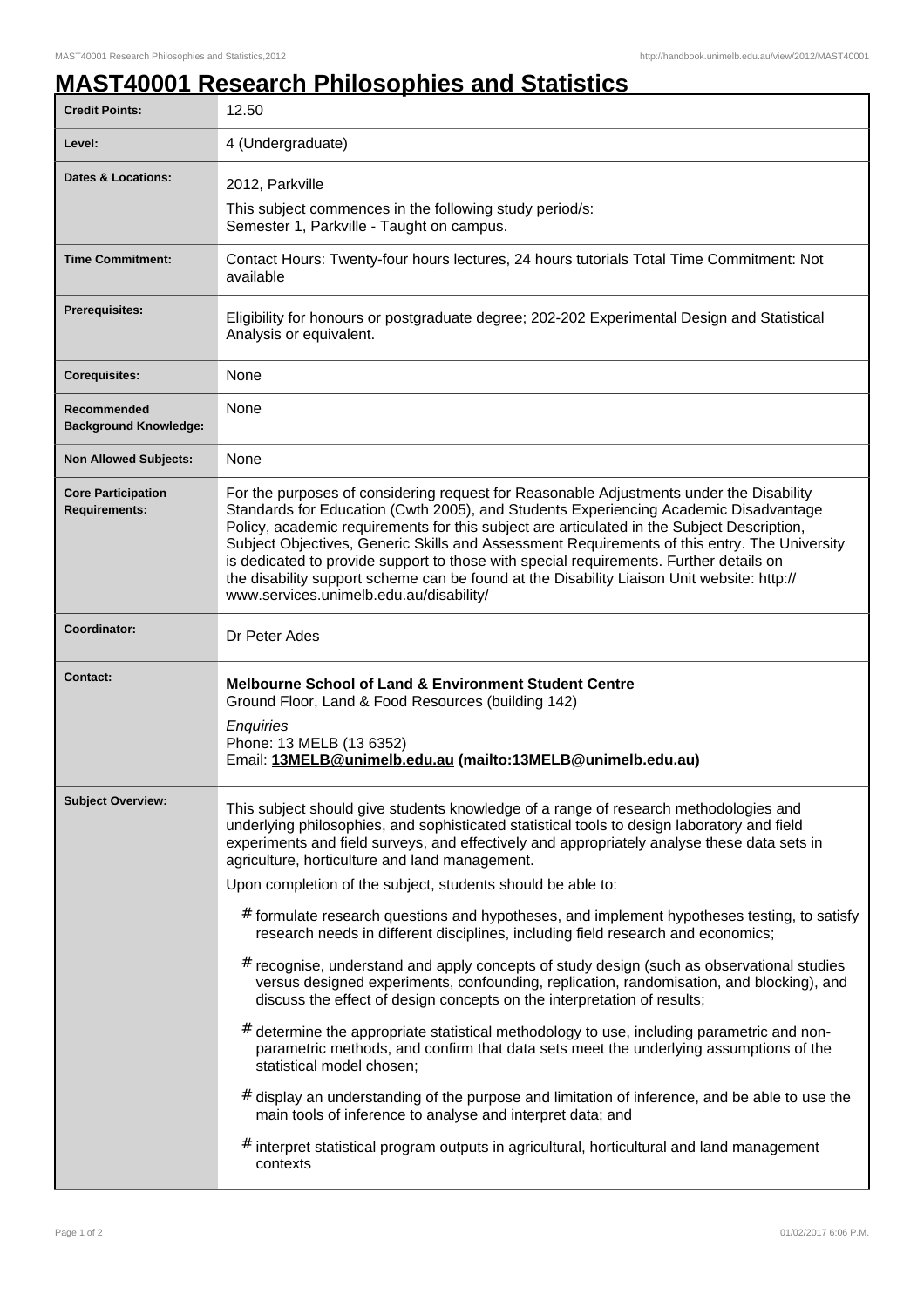# MAST40001 Research Philosophies and Statistics

| | |
|---|---|
| **Credit Points:** | 12.50 |
| **Level:** | 4 (Undergraduate) |
| **Dates & Locations:** | 2012, Parkville<br>This subject commences in the following study period/s:<br>Semester 1, Parkville - Taught on campus. |
| **Time Commitment:** | Contact Hours: Twenty-four hours lectures, 24 hours tutorials Total Time Commitment: Not available |
| **Prerequisites:** | Eligibility for honours or postgraduate degree; 202-202 Experimental Design and Statistical Analysis or equivalent. |
| **Corequisites:** | None |
| **Recommended Background Knowledge:** | None |
| **Non Allowed Subjects:** | None |
| **Core Participation Requirements:** | For the purposes of considering request for Reasonable Adjustments under the Disability Standards for Education (Cwth 2005), and Students Experiencing Academic Disadvantage Policy, academic requirements for this subject are articulated in the Subject Description, Subject Objectives, Generic Skills and Assessment Requirements of this entry. The University is dedicated to provide support to those with special requirements. Further details on the disability support scheme can be found at the Disability Liaison Unit website: http:// www.services.unimelb.edu.au/disability/ |
| **Coordinator:** | Dr Peter Ades |
| **Contact:** | **Melbourne School of Land & Environment Student Centre**<br>Ground Floor, Land & Food Resources (building 142)<br>*Enquiries*<br>Phone: 13 MELB (13 6352)<br>Email: **13MELB@unimelb.edu.au (mailto:13MELB@unimelb.edu.au)** |
| **Subject Overview:** | This subject should give students knowledge of a range of research methodologies and underlying philosophies, and sophisticated statistical tools to design laboratory and field experiments and field surveys, and effectively and appropriately analyse these data sets in agriculture, horticulture and land management.<br>Upon completion of the subject, students should be able to:<br># formulate research questions and hypotheses, and implement hypotheses testing, to satisfy research needs in different disciplines, including field research and economics;<br># recognise, understand and apply concepts of study design (such as observational studies versus designed experiments, confounding, replication, randomisation, and blocking), and discuss the effect of design concepts on the interpretation of results;<br># determine the appropriate statistical methodology to use, including parametric and non-parametric methods, and confirm that data sets meet the underlying assumptions of the statistical model chosen;<br># display an understanding of the purpose and limitation of inference, and be able to use the main tools of inference to analyse and interpret data; and<br># interpret statistical program outputs in agricultural, horticultural and land management contexts |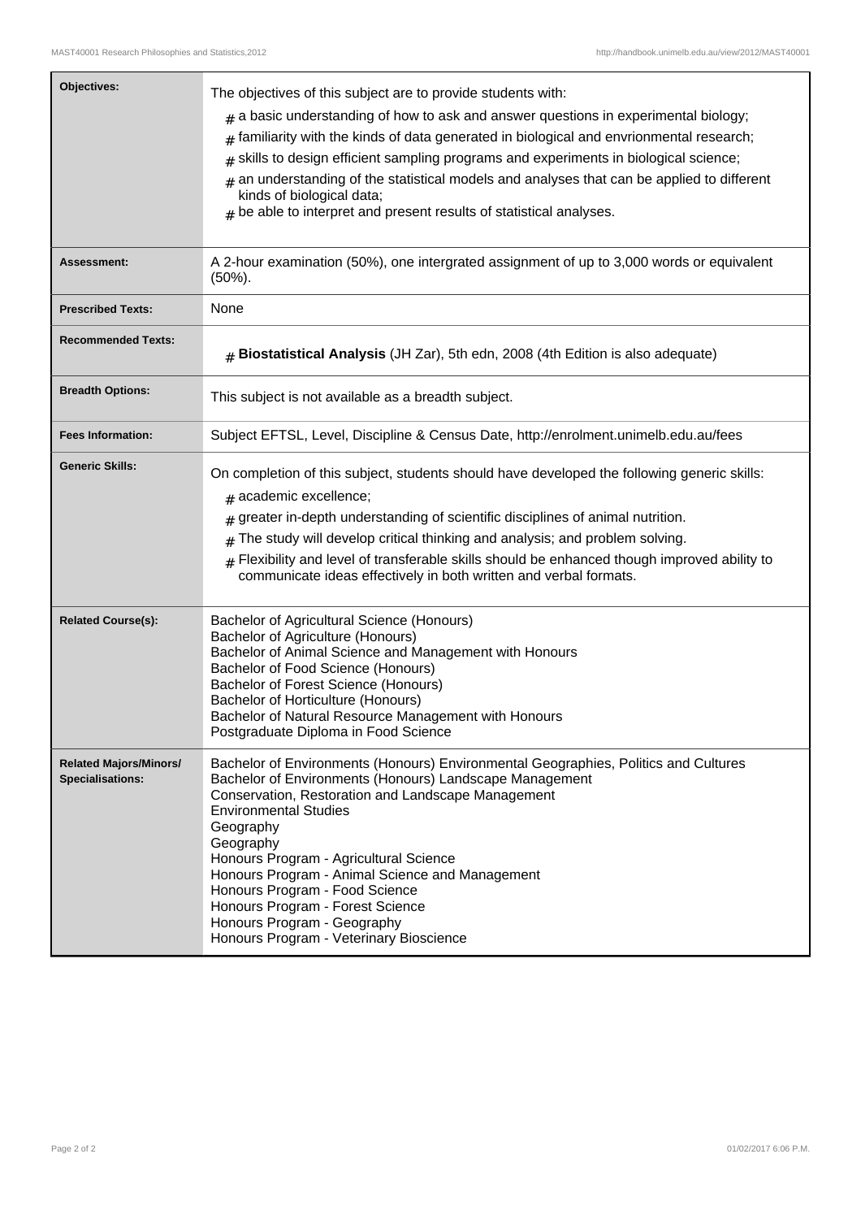| | |
|---|---|
| **Objectives:** | The objectives of this subject are to provide students with:<br># a basic understanding of how to ask and answer questions in experimental biology;<br># familiarity with the kinds of data generated in biological and envrionmental research;<br># skills to design efficient sampling programs and experiments in biological science;<br># an understanding of the statistical models and analyses that can be applied to different kinds of biological data;<br># be able to interpret and present results of statistical analyses. |
| **Assessment:** | A 2-hour examination (50%), one intergrated assignment of up to 3,000 words or equivalent (50%). |
| **Prescribed Texts:** | None |
| **Recommended Texts:** | # **Biostatistical Analysis** (JH Zar), 5th edn, 2008 (4th Edition is also adequate) |
| **Breadth Options:** | This subject is not available as a breadth subject. |
| **Fees Information:** | Subject EFTSL, Level, Discipline & Census Date, http://enrolment.unimelb.edu.au/fees |
| **Generic Skills:** | On completion of this subject, students should have developed the following generic skills:<br># academic excellence;<br># greater in-depth understanding of scientific disciplines of animal nutrition.<br># The study will develop critical thinking and analysis; and problem solving.<br># Flexibility and level of transferable skills should be enhanced though improved ability to communicate ideas effectively in both written and verbal formats. |
| **Related Course(s):** | Bachelor of Agricultural Science (Honours)<br>Bachelor of Agriculture (Honours)<br>Bachelor of Animal Science and Management with Honours<br>Bachelor of Food Science (Honours)<br>Bachelor of Forest Science (Honours)<br>Bachelor of Horticulture (Honours)<br>Bachelor of Natural Resource Management with Honours<br>Postgraduate Diploma in Food Science |
| **Related Majors/Minors/ Specialisations:** | Bachelor of Environments (Honours) Environmental Geographies, Politics and Cultures<br>Bachelor of Environments (Honours) Landscape Management<br>Conservation, Restoration and Landscape Management<br>Environmental Studies<br>Geography<br>Geography<br>Honours Program - Agricultural Science<br>Honours Program - Animal Science and Management<br>Honours Program - Food Science<br>Honours Program - Forest Science<br>Honours Program - Geography<br>Honours Program - Veterinary Bioscience |